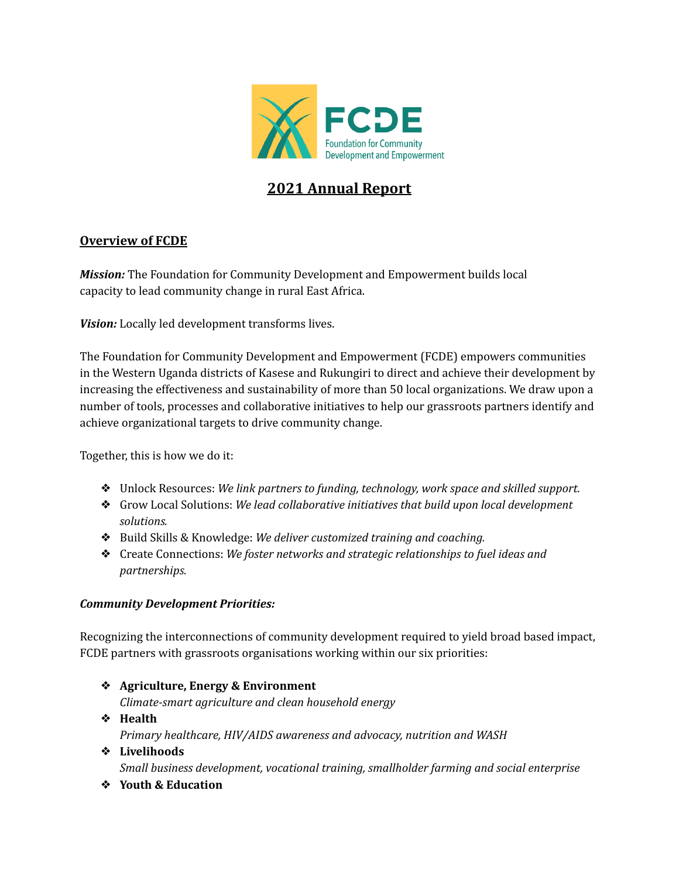FCDE

Foundation for Community Development and Empowerment

# 2021 Annual Report

## Overview of FCDE

***Mission:*** The Foundation for Community Development and Empowerment builds local capacity to lead community change in rural East Africa.

***Vision:*** Locally led development transforms lives.

The Foundation for Community Development and Empowerment (FCDE) empowers communities in the Western Uganda districts of Kasese and Rukungiri to direct and achieve their development by increasing the effectiveness and sustainability of more than 50 local organizations. We draw upon a number of tools, processes and collaborative initiatives to help our grassroots partners identify and achieve organizational targets to drive community change.

Together, this is how we do it:

- Unlock Resources: *We link partners to funding, technology, work space and skilled support.*
- Grow Local Solutions: *We lead collaborative initiatives that build upon local development solutions.*
- Build Skills & Knowledge: *We deliver customized training and coaching.*
- Create Connections: *We foster networks and strategic relationships to fuel ideas and partnerships.*

### *Community Development Priorities:*

Recognizing the interconnections of community development required to yield broad based impact, FCDE partners with grassroots organisations working within our six priorities:

- **Agriculture, Energy & Environment**
  *Climate-smart agriculture and clean household energy*
- **Health**
  *Primary healthcare, HIV/AIDS awareness and advocacy, nutrition and WASH*
- **Livelihoods**
  *Small business development, vocational training, smallholder farming and social enterprise*
- **Youth & Education**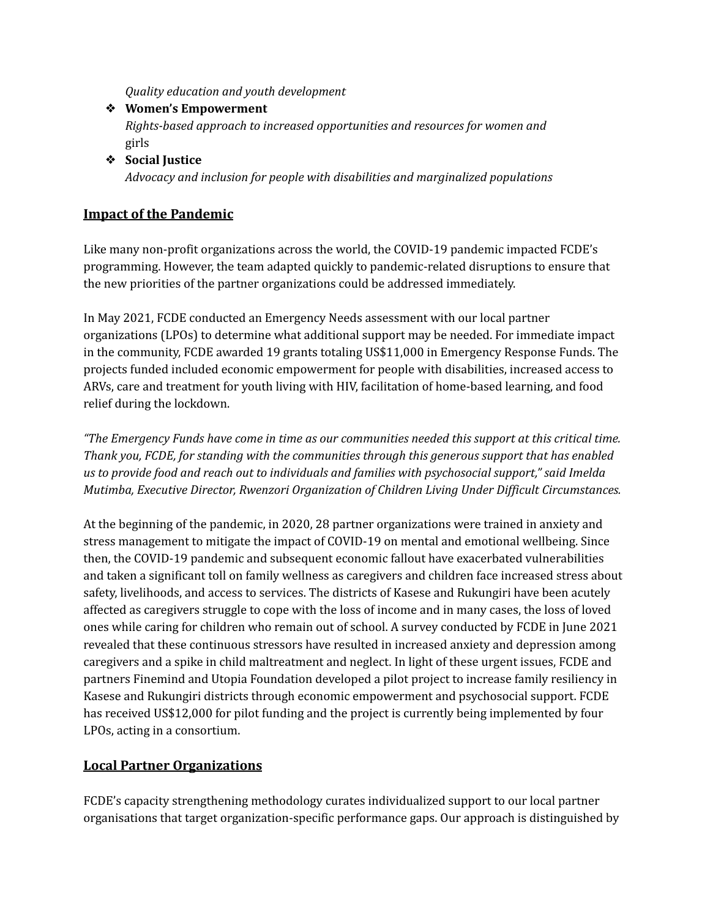*Quality education and youth development*

- **Women's Empowerment**
  *Rights-based approach to increased opportunities and resources for women and* girls
- **Social Justice**
  *Advocacy and inclusion for people with disabilities and marginalized populations*

## Impact of the Pandemic

Like many non-profit organizations across the world, the COVID-19 pandemic impacted FCDE's programming. However, the team adapted quickly to pandemic-related disruptions to ensure that the new priorities of the partner organizations could be addressed immediately.

In May 2021, FCDE conducted an Emergency Needs assessment with our local partner organizations (LPOs) to determine what additional support may be needed. For immediate impact in the community, FCDE awarded 19 grants totaling US$11,000 in Emergency Response Funds. The projects funded included economic empowerment for people with disabilities, increased access to ARVs, care and treatment for youth living with HIV, facilitation of home-based learning, and food relief during the lockdown.

*"The Emergency Funds have come in time as our communities needed this support at this critical time. Thank you, FCDE, for standing with the communities through this generous support that has enabled us to provide food and reach out to individuals and families with psychosocial support," said Imelda Mutimba, Executive Director, Rwenzori Organization of Children Living Under Difficult Circumstances.*

At the beginning of the pandemic, in 2020, 28 partner organizations were trained in anxiety and stress management to mitigate the impact of COVID-19 on mental and emotional wellbeing. Since then, the COVID-19 pandemic and subsequent economic fallout have exacerbated vulnerabilities and taken a significant toll on family wellness as caregivers and children face increased stress about safety, livelihoods, and access to services. The districts of Kasese and Rukungiri have been acutely affected as caregivers struggle to cope with the loss of income and in many cases, the loss of loved ones while caring for children who remain out of school. A survey conducted by FCDE in June 2021 revealed that these continuous stressors have resulted in increased anxiety and depression among caregivers and a spike in child maltreatment and neglect. In light of these urgent issues, FCDE and partners Finemind and Utopia Foundation developed a pilot project to increase family resiliency in Kasese and Rukungiri districts through economic empowerment and psychosocial support. FCDE has received US$12,000 for pilot funding and the project is currently being implemented by four LPOs, acting in a consortium.

## Local Partner Organizations

FCDE's capacity strengthening methodology curates individualized support to our local partner organisations that target organization-specific performance gaps. Our approach is distinguished by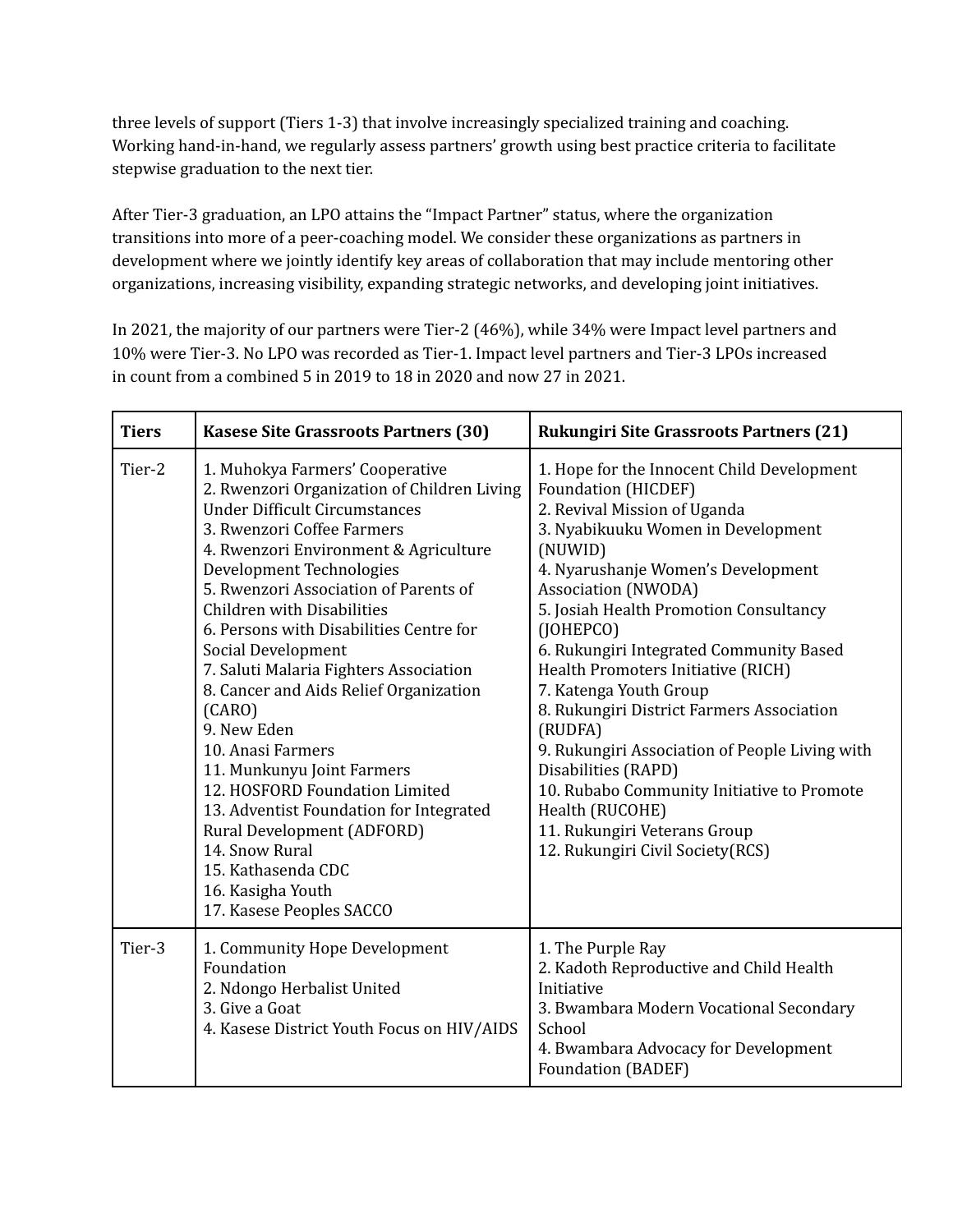three levels of support (Tiers 1-3) that involve increasingly specialized training and coaching. Working hand-in-hand, we regularly assess partners' growth using best practice criteria to facilitate stepwise graduation to the next tier.

After Tier-3 graduation, an LPO attains the "Impact Partner" status, where the organization transitions into more of a peer-coaching model. We consider these organizations as partners in development where we jointly identify key areas of collaboration that may include mentoring other organizations, increasing visibility, expanding strategic networks, and developing joint initiatives.

In 2021, the majority of our partners were Tier-2 (46%), while 34% were Impact level partners and 10% were Tier-3. No LPO was recorded as Tier-1. Impact level partners and Tier-3 LPOs increased in count from a combined 5 in 2019 to 18 in 2020 and now 27 in 2021.

| Tiers | Kasese Site Grassroots Partners (30) | Rukungiri Site Grassroots Partners (21) |
|---|---|---|
| Tier-2 | 1. Muhokya Farmers' Cooperative<br>2. Rwenzori Organization of Children Living Under Difficult Circumstances<br>3. Rwenzori Coffee Farmers<br>4. Rwenzori Environment & Agriculture Development Technologies<br>5. Rwenzori Association of Parents of Children with Disabilities<br>6. Persons with Disabilities Centre for Social Development<br>7. Saluti Malaria Fighters Association<br>8. Cancer and Aids Relief Organization (CARO)<br>9. New Eden<br>10. Anasi Farmers<br>11. Munkunyu Joint Farmers<br>12. HOSFORD Foundation Limited<br>13. Adventist Foundation for Integrated Rural Development (ADFORD)<br>14. Snow Rural<br>15. Kathasenda CDC<br>16. Kasigha Youth<br>17. Kasese Peoples SACCO | 1. Hope for the Innocent Child Development Foundation (HICDEF)<br>2. Revival Mission of Uganda<br>3. Nyabikuuku Women in Development (NUWID)<br>4. Nyarushanje Women's Development Association (NWODA)<br>5. Josiah Health Promotion Consultancy (JOHEPCO)<br>6. Rukungiri Integrated Community Based Health Promoters Initiative (RICH)<br>7. Katenga Youth Group<br>8. Rukungiri District Farmers Association (RUDFA)<br>9. Rukungiri Association of People Living with Disabilities (RAPD)<br>10. Rubabo Community Initiative to Promote Health (RUCOHE)<br>11. Rukungiri Veterans Group<br>12. Rukungiri Civil Society(RCS) |
| Tier-3 | 1. Community Hope Development Foundation<br>2. Ndongo Herbalist United<br>3. Give a Goat<br>4. Kasese District Youth Focus on HIV/AIDS | 1. The Purple Ray<br>2. Kadoth Reproductive and Child Health Initiative<br>3. Bwambara Modern Vocational Secondary School<br>4. Bwambara Advocacy for Development Foundation (BADEF) |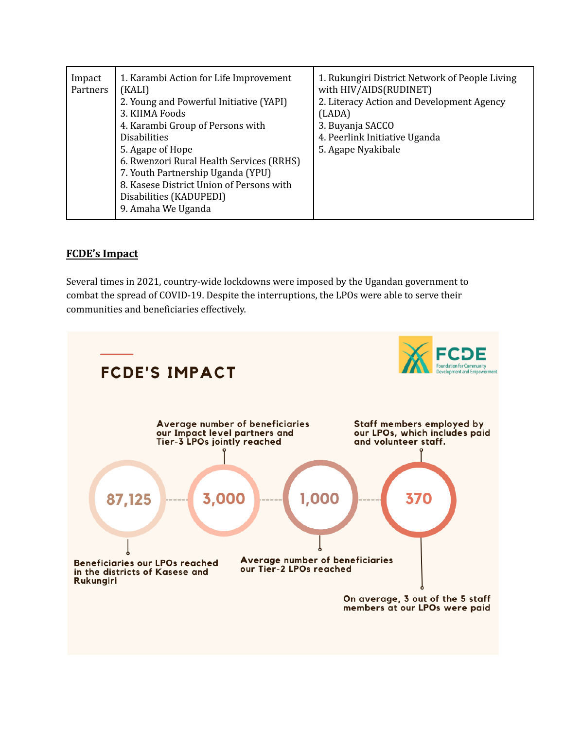| Impact Partners | 1. Karambi Action for Life Improvement (KALI)<br>2. Young and Powerful Initiative (YAPI)<br>3. KIIMA Foods<br>4. Karambi Group of Persons with Disabilities<br>5. Agape of Hope<br>6. Rwenzori Rural Health Services (RRHS)<br>7. Youth Partnership Uganda (YPU)<br>8. Kasese District Union of Persons with Disabilities (KADUPEDI)<br>9. Amaha We Uganda | 1. Rukungiri District Network of People Living with HIV/AIDS(RUDINET)<br>2. Literacy Action and Development Agency (LADA)<br>3. Buyanja SACCO<br>4. Peerlink Initiative Uganda<br>5. Agape Nyakibale |
|---|---|---|

## FCDE's Impact

Several times in 2021, country-wide lockdowns were imposed by the Ugandan government to combat the spread of COVID-19. Despite the interruptions, the LPOs were able to serve their communities and beneficiaries effectively.

### FCDE'S IMPACT

FCDE Foundation for Community Development and Empowerment

- **87,125** — Beneficiaries our LPOs reached in the districts of Kasese and Rukungiri
- **3,000** — Average number of beneficiaries our Impact level partners and Tier-3 LPOs jointly reached
- **1,000** — Average number of beneficiaries our Tier-2 LPOs reached
- **370** — Staff members employed by our LPOs, which includes paid and volunteer staff. On average, 3 out of the 5 staff members at our LPOs were paid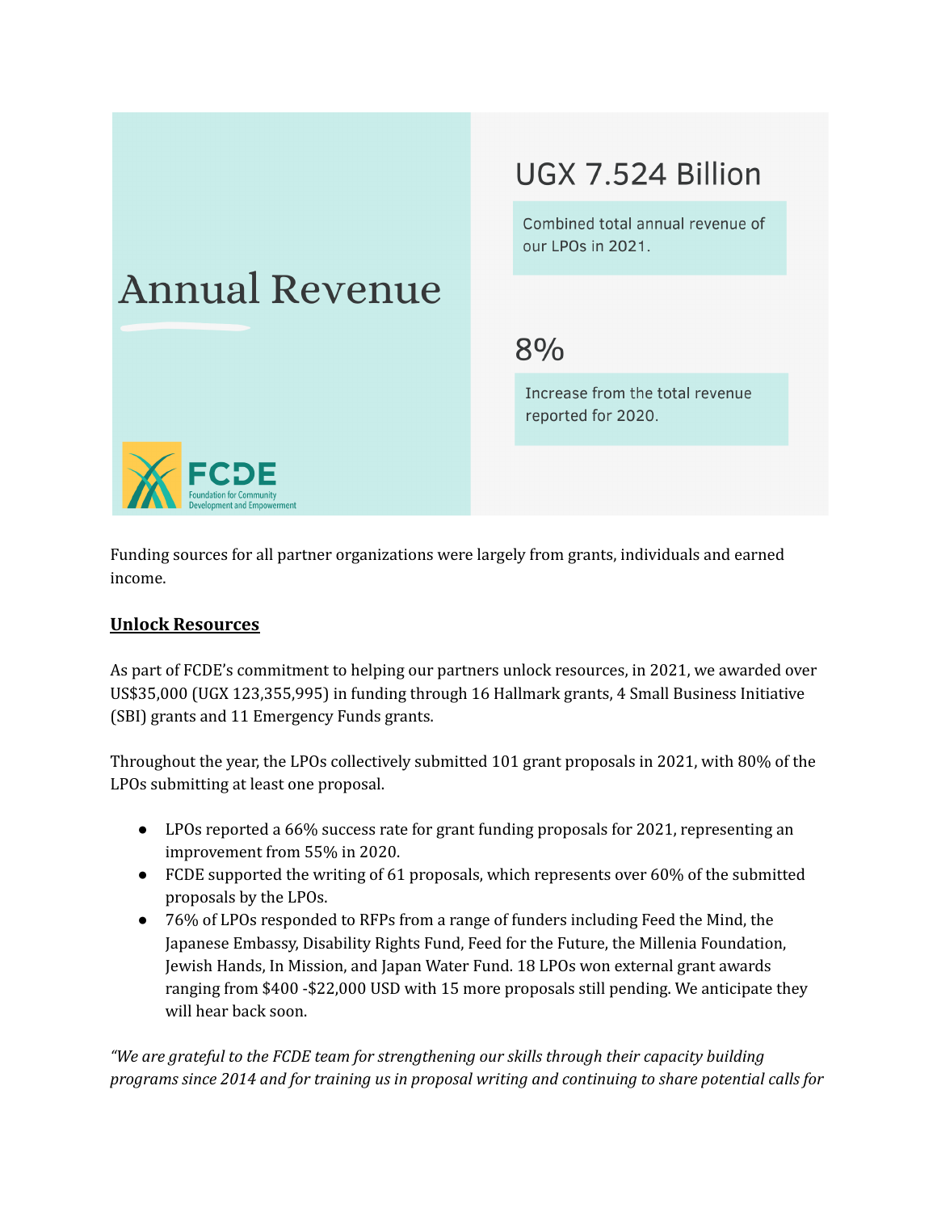# Annual Revenue

## UGX 7.524 Billion

Combined total annual revenue of our LPOs in 2021.

## 8%

Increase from the total revenue reported for 2020.

FCDE
Foundation for Community Development and Empowerment

Funding sources for all partner organizations were largely from grants, individuals and earned income.

**Unlock Resources**

As part of FCDE's commitment to helping our partners unlock resources, in 2021, we awarded over US$35,000 (UGX 123,355,995) in funding through 16 Hallmark grants, 4 Small Business Initiative (SBI) grants and 11 Emergency Funds grants.

Throughout the year, the LPOs collectively submitted 101 grant proposals in 2021, with 80% of the LPOs submitting at least one proposal.

- LPOs reported a 66% success rate for grant funding proposals for 2021, representing an improvement from 55% in 2020.
- FCDE supported the writing of 61 proposals, which represents over 60% of the submitted proposals by the LPOs.
- 76% of LPOs responded to RFPs from a range of funders including Feed the Mind, the Japanese Embassy, Disability Rights Fund, Feed for the Future, the Millenia Foundation, Jewish Hands, In Mission, and Japan Water Fund. 18 LPOs won external grant awards ranging from $400 -$22,000 USD with 15 more proposals still pending. We anticipate they will hear back soon.

*"We are grateful to the FCDE team for strengthening our skills through their capacity building programs since 2014 and for training us in proposal writing and continuing to share potential calls for*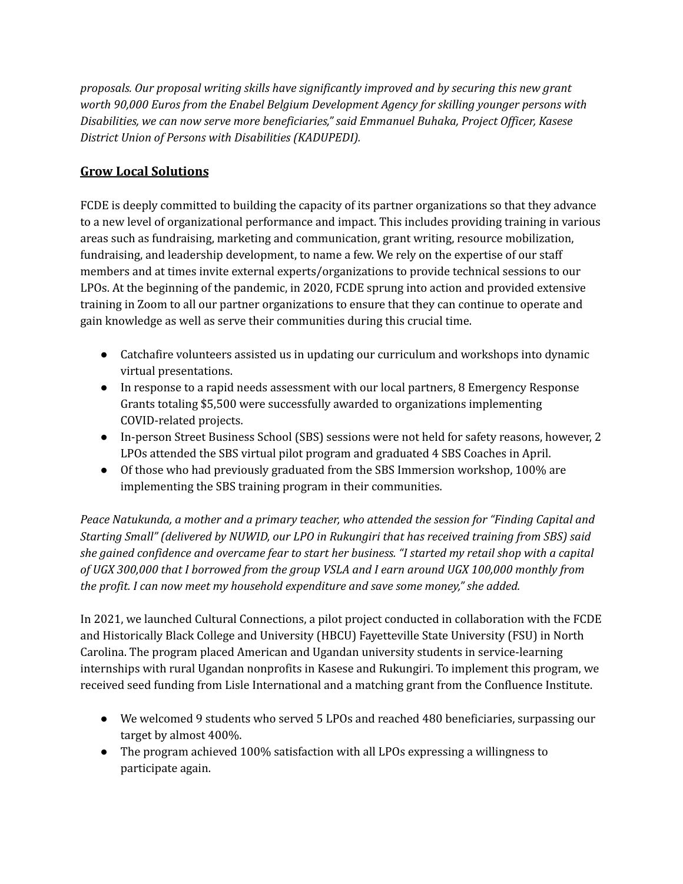*proposals. Our proposal writing skills have significantly improved and by securing this new grant worth 90,000 Euros from the Enabel Belgium Development Agency for skilling younger persons with Disabilities, we can now serve more beneficiaries," said Emmanuel Buhaka, Project Officer, Kasese District Union of Persons with Disabilities (KADUPEDI).*

## Grow Local Solutions

FCDE is deeply committed to building the capacity of its partner organizations so that they advance to a new level of organizational performance and impact. This includes providing training in various areas such as fundraising, marketing and communication, grant writing, resource mobilization, fundraising, and leadership development, to name a few. We rely on the expertise of our staff members and at times invite external experts/organizations to provide technical sessions to our LPOs. At the beginning of the pandemic, in 2020, FCDE sprung into action and provided extensive training in Zoom to all our partner organizations to ensure that they can continue to operate and gain knowledge as well as serve their communities during this crucial time.

- Catchafire volunteers assisted us in updating our curriculum and workshops into dynamic virtual presentations.
- In response to a rapid needs assessment with our local partners, 8 Emergency Response Grants totaling $5,500 were successfully awarded to organizations implementing COVID-related projects.
- In-person Street Business School (SBS) sessions were not held for safety reasons, however, 2 LPOs attended the SBS virtual pilot program and graduated 4 SBS Coaches in April.
- Of those who had previously graduated from the SBS Immersion workshop, 100% are implementing the SBS training program in their communities.

*Peace Natukunda, a mother and a primary teacher, who attended the session for "Finding Capital and Starting Small" (delivered by NUWID, our LPO in Rukungiri that has received training from SBS) said she gained confidence and overcame fear to start her business. "I started my retail shop with a capital of UGX 300,000 that I borrowed from the group VSLA and I earn around UGX 100,000 monthly from the profit. I can now meet my household expenditure and save some money," she added.*

In 2021, we launched Cultural Connections, a pilot project conducted in collaboration with the FCDE and Historically Black College and University (HBCU) Fayetteville State University (FSU) in North Carolina. The program placed American and Ugandan university students in service-learning internships with rural Ugandan nonprofits in Kasese and Rukungiri. To implement this program, we received seed funding from Lisle International and a matching grant from the Confluence Institute.

- We welcomed 9 students who served 5 LPOs and reached 480 beneficiaries, surpassing our target by almost 400%.
- The program achieved 100% satisfaction with all LPOs expressing a willingness to participate again.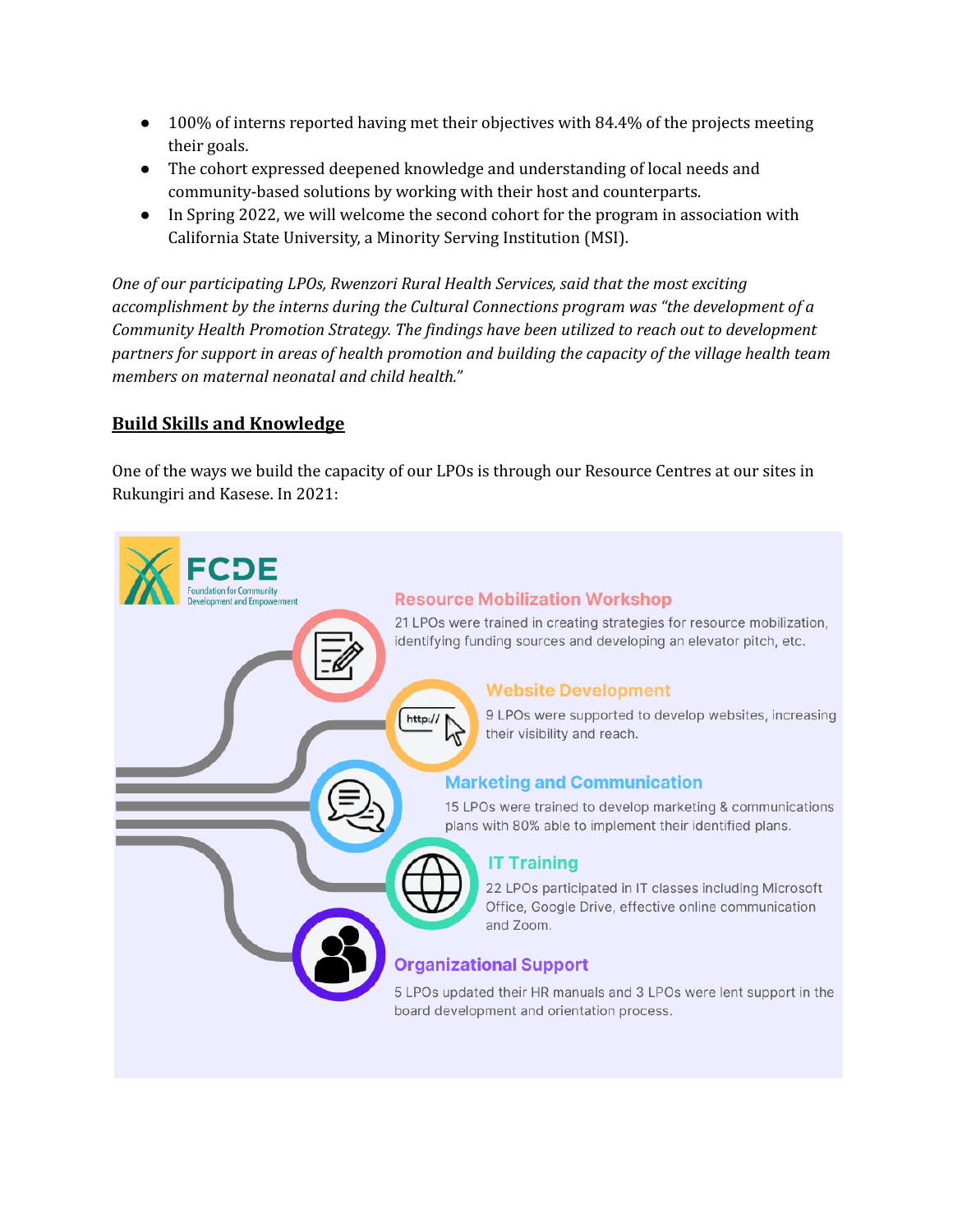- 100% of interns reported having met their objectives with 84.4% of the projects meeting their goals.
- The cohort expressed deepened knowledge and understanding of local needs and community-based solutions by working with their host and counterparts.
- In Spring 2022, we will welcome the second cohort for the program in association with California State University, a Minority Serving Institution (MSI).

*One of our participating LPOs, Rwenzori Rural Health Services, said that the most exciting accomplishment by the interns during the Cultural Connections program was "the development of a Community Health Promotion Strategy. The findings have been utilized to reach out to development partners for support in areas of health promotion and building the capacity of the village health team members on maternal neonatal and child health."*

## Build Skills and Knowledge

One of the ways we build the capacity of our LPOs is through our Resource Centres at our sites in Rukungiri and Kasese. In 2021:

FCDE
Foundation for Community Development and Empowerment

**Resource Mobilization Workshop**

21 LPOs were trained in creating strategies for resource mobilization, identifying funding sources and developing an elevator pitch, etc.

**Website Development**

9 LPOs were supported to develop websites, increasing their visibility and reach.

**Marketing and Communication**

15 LPOs were trained to develop marketing & communications plans with 80% able to implement their identified plans.

**IT Training**

22 LPOs participated in IT classes including Microsoft Office, Google Drive, effective online communication and Zoom.

**Organizational Support**

5 LPOs updated their HR manuals and 3 LPOs were lent support in the board development and orientation process.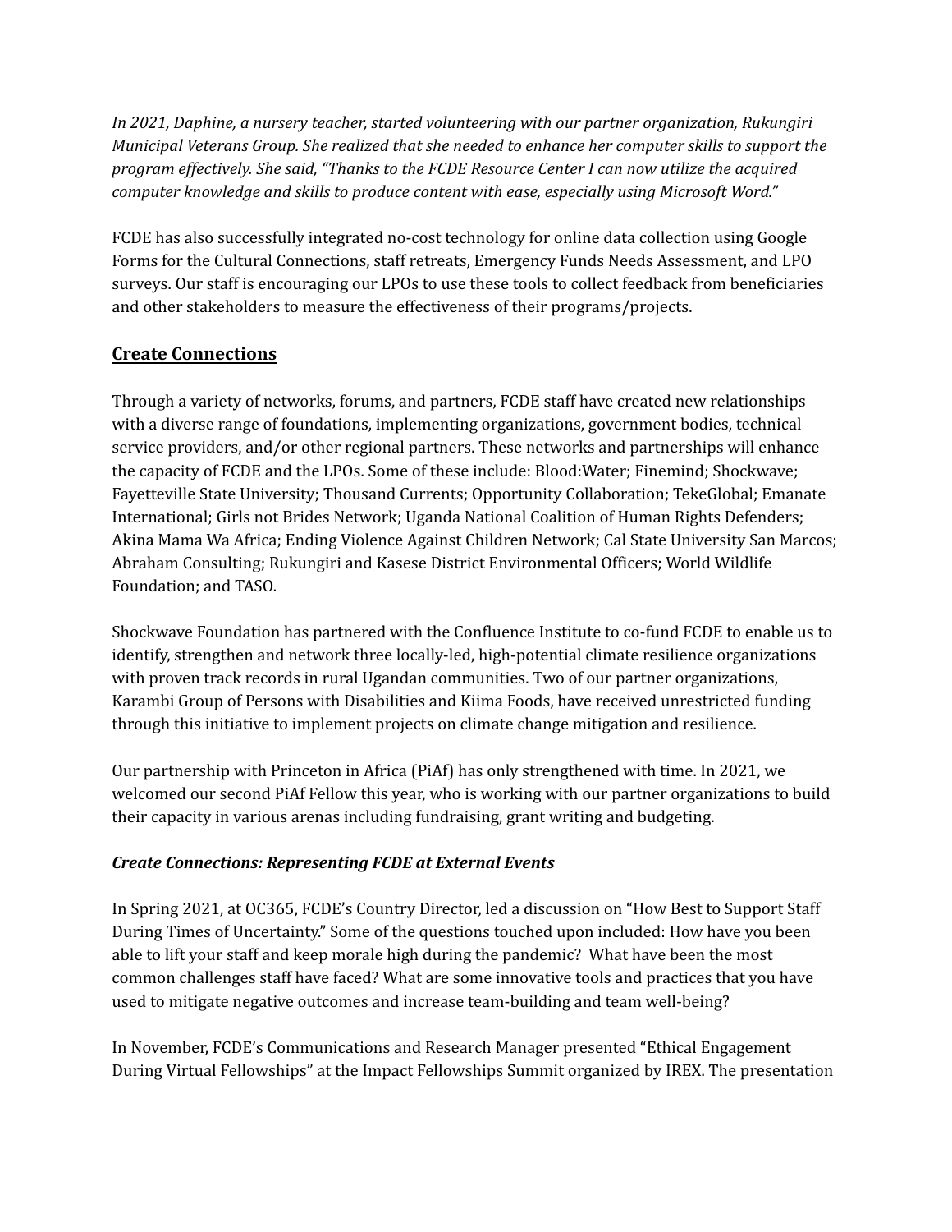*In 2021, Daphine, a nursery teacher, started volunteering with our partner organization, Rukungiri Municipal Veterans Group. She realized that she needed to enhance her computer skills to support the program effectively. She said, "Thanks to the FCDE Resource Center I can now utilize the acquired computer knowledge and skills to produce content with ease, especially using Microsoft Word."*

FCDE has also successfully integrated no-cost technology for online data collection using Google Forms for the Cultural Connections, staff retreats, Emergency Funds Needs Assessment, and LPO surveys. Our staff is encouraging our LPOs to use these tools to collect feedback from beneficiaries and other stakeholders to measure the effectiveness of their programs/projects.

## Create Connections

Through a variety of networks, forums, and partners, FCDE staff have created new relationships with a diverse range of foundations, implementing organizations, government bodies, technical service providers, and/or other regional partners. These networks and partnerships will enhance the capacity of FCDE and the LPOs. Some of these include: Blood:Water; Finemind; Shockwave; Fayetteville State University; Thousand Currents; Opportunity Collaboration; TekeGlobal; Emanate International; Girls not Brides Network; Uganda National Coalition of Human Rights Defenders; Akina Mama Wa Africa; Ending Violence Against Children Network; Cal State University San Marcos; Abraham Consulting; Rukungiri and Kasese District Environmental Officers; World Wildlife Foundation; and TASO.

Shockwave Foundation has partnered with the Confluence Institute to co-fund FCDE to enable us to identify, strengthen and network three locally-led, high-potential climate resilience organizations with proven track records in rural Ugandan communities. Two of our partner organizations, Karambi Group of Persons with Disabilities and Kiima Foods, have received unrestricted funding through this initiative to implement projects on climate change mitigation and resilience.

Our partnership with Princeton in Africa (PiAf) has only strengthened with time. In 2021, we welcomed our second PiAf Fellow this year, who is working with our partner organizations to build their capacity in various arenas including fundraising, grant writing and budgeting.

### *Create Connections: Representing FCDE at External Events*

In Spring 2021, at OC365, FCDE's Country Director, led a discussion on "How Best to Support Staff During Times of Uncertainty." Some of the questions touched upon included: How have you been able to lift your staff and keep morale high during the pandemic? What have been the most common challenges staff have faced? What are some innovative tools and practices that you have used to mitigate negative outcomes and increase team-building and team well-being?

In November, FCDE's Communications and Research Manager presented "Ethical Engagement During Virtual Fellowships" at the Impact Fellowships Summit organized by IREX. The presentation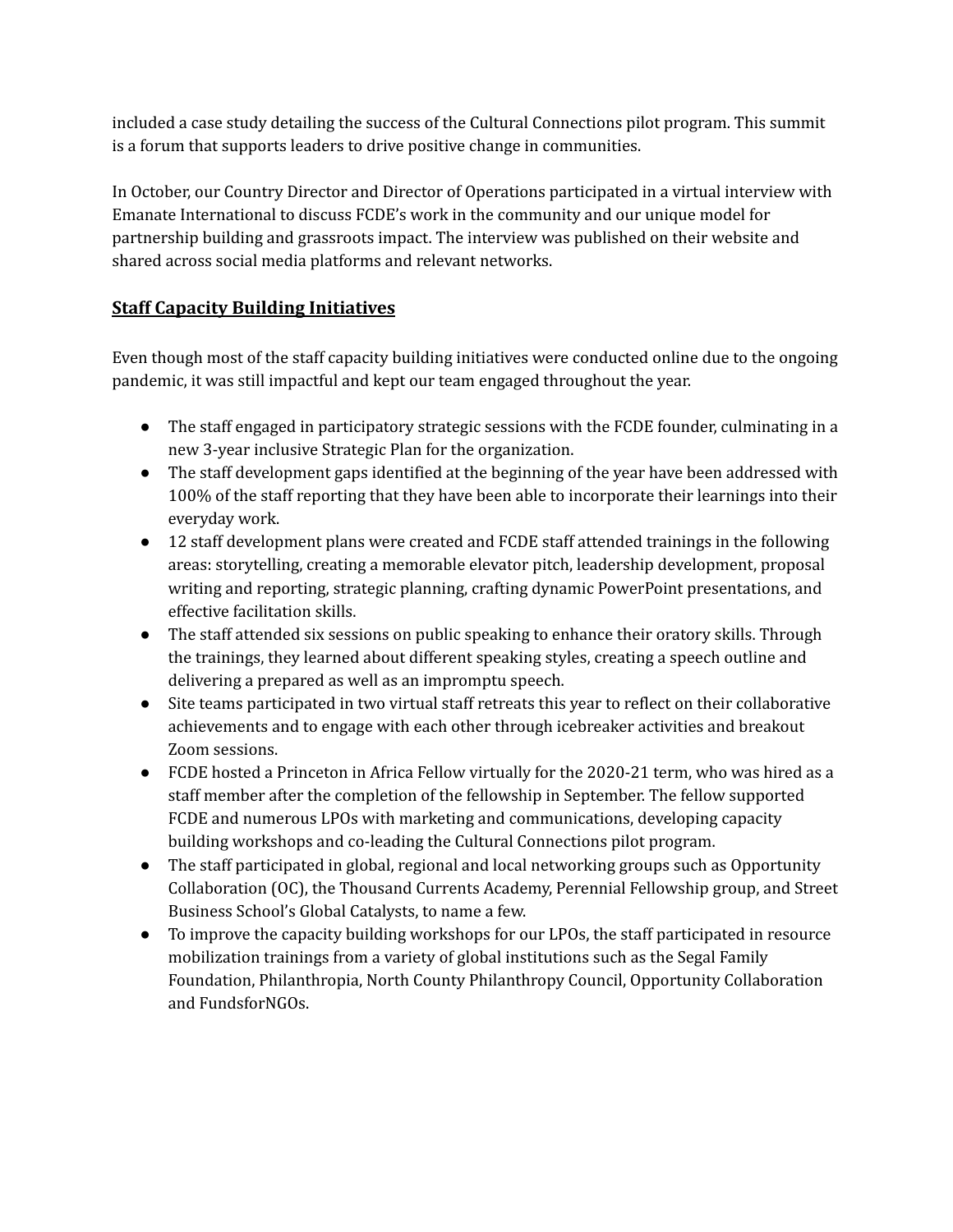included a case study detailing the success of the Cultural Connections pilot program. This summit is a forum that supports leaders to drive positive change in communities.

In October, our Country Director and Director of Operations participated in a virtual interview with Emanate International to discuss FCDE's work in the community and our unique model for partnership building and grassroots impact. The interview was published on their website and shared across social media platforms and relevant networks.

## **Staff Capacity Building Initiatives**

Even though most of the staff capacity building initiatives were conducted online due to the ongoing pandemic, it was still impactful and kept our team engaged throughout the year.

- The staff engaged in participatory strategic sessions with the FCDE founder, culminating in a new 3-year inclusive Strategic Plan for the organization.
- The staff development gaps identified at the beginning of the year have been addressed with 100% of the staff reporting that they have been able to incorporate their learnings into their everyday work.
- 12 staff development plans were created and FCDE staff attended trainings in the following areas: storytelling, creating a memorable elevator pitch, leadership development, proposal writing and reporting, strategic planning, crafting dynamic PowerPoint presentations, and effective facilitation skills.
- The staff attended six sessions on public speaking to enhance their oratory skills. Through the trainings, they learned about different speaking styles, creating a speech outline and delivering a prepared as well as an impromptu speech.
- Site teams participated in two virtual staff retreats this year to reflect on their collaborative achievements and to engage with each other through icebreaker activities and breakout Zoom sessions.
- FCDE hosted a Princeton in Africa Fellow virtually for the 2020-21 term, who was hired as a staff member after the completion of the fellowship in September. The fellow supported FCDE and numerous LPOs with marketing and communications, developing capacity building workshops and co-leading the Cultural Connections pilot program.
- The staff participated in global, regional and local networking groups such as Opportunity Collaboration (OC), the Thousand Currents Academy, Perennial Fellowship group, and Street Business School's Global Catalysts, to name a few.
- To improve the capacity building workshops for our LPOs, the staff participated in resource mobilization trainings from a variety of global institutions such as the Segal Family Foundation, Philanthropia, North County Philanthropy Council, Opportunity Collaboration and FundsforNGOs.